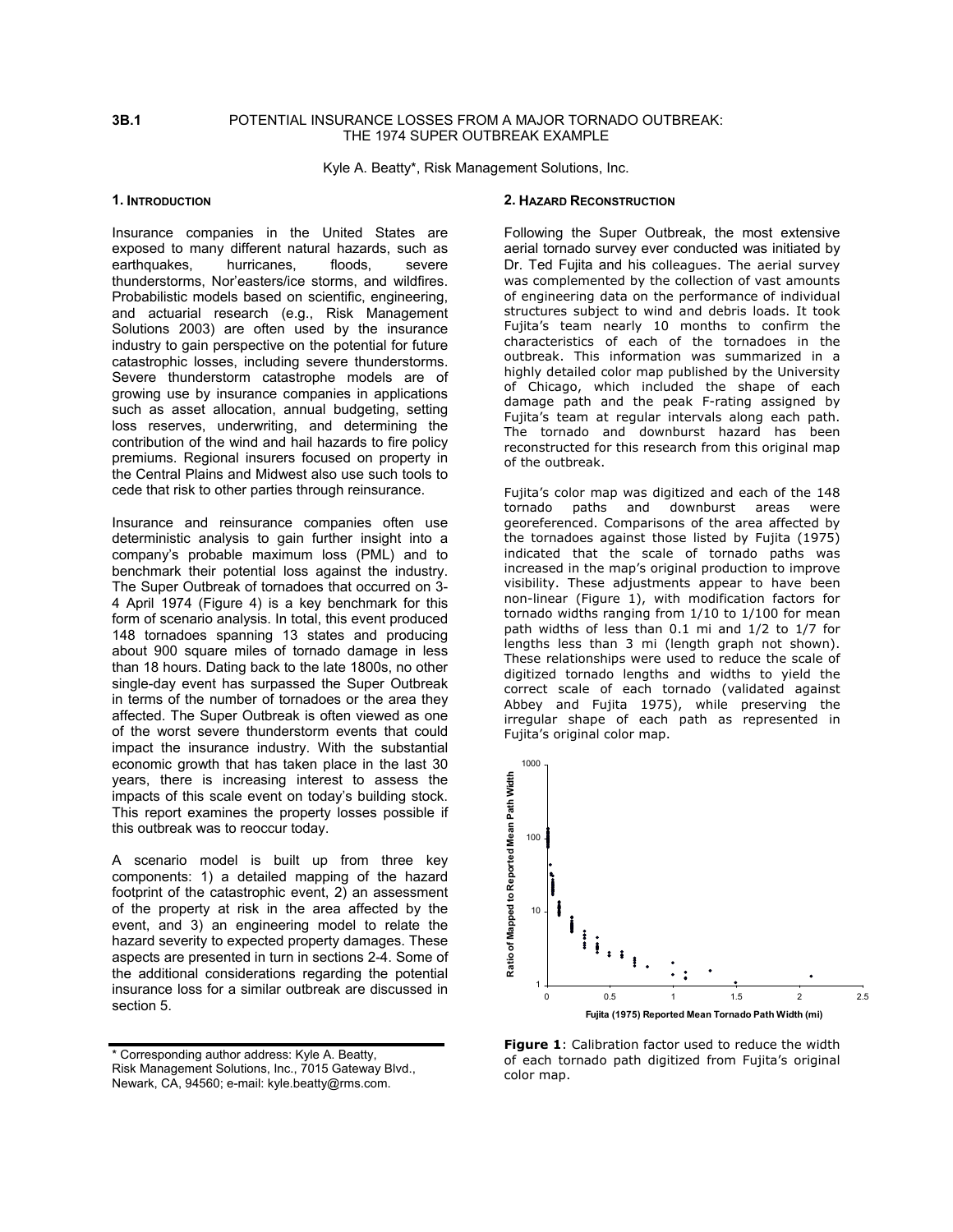**3B.1** POTENTIAL INSURANCE LOSSES FROM A MAJOR TORNADO OUTBREAK: THE 1974 SUPER OUTBREAK EXAMPLE

Kyle A. Beatty*, Risk Management Solutions, Inc.

## 1. Introduction

Insurance companies in the United States are exposed to many different natural hazards, such as earthquakes, hurricanes, floods, severe thunderstorms, Nor'easters/ice storms, and wildfires. Probabilistic models based on scientific, engineering, and actuarial research (e.g., Risk Management Solutions 2003) are often used by the insurance industry to gain perspective on the potential for future catastrophic losses, including severe thunderstorms. Severe thunderstorm catastrophe models are of growing use by insurance companies in applications such as asset allocation, annual budgeting, setting loss reserves, underwriting, and determining the contribution of the wind and hail hazards to fire policy premiums. Regional insurers focused on property in the Central Plains and Midwest also use such tools to cede that risk to other parties through reinsurance.

Insurance and reinsurance companies often use deterministic analysis to gain further insight into a company's probable maximum loss (PML) and to benchmark their potential loss against the industry. The Super Outbreak of tornadoes that occurred on 3-4 April 1974 (Figure 4) is a key benchmark for this form of scenario analysis. In total, this event produced 148 tornadoes spanning 13 states and producing about 900 square miles of tornado damage in less than 18 hours. Dating back to the late 1800s, no other single-day event has surpassed the Super Outbreak in terms of the number of tornadoes or the area they affected. The Super Outbreak is often viewed as one of the worst severe thunderstorm events that could impact the insurance industry. With the substantial economic growth that has taken place in the last 30 years, there is increasing interest to assess the impacts of this scale event on today's building stock. This report examines the property losses possible if this outbreak was to reoccur today.

A scenario model is built up from three key components: 1) a detailed mapping of the hazard footprint of the catastrophic event, 2) an assessment of the property at risk in the area affected by the event, and 3) an engineering model to relate the hazard severity to expected property damages. These aspects are presented in turn in sections 2-4. Some of the additional considerations regarding the potential insurance loss for a similar outbreak are discussed in section 5.

* Corresponding author address: Kyle A. Beatty, Risk Management Solutions, Inc., 7015 Gateway Blvd., Newark, CA, 94560; e-mail: kyle.beatty@rms.com.

## 2. Hazard Reconstruction

Following the Super Outbreak, the most extensive aerial tornado survey ever conducted was initiated by Dr. Ted Fujita and his colleagues. The aerial survey was complemented by the collection of vast amounts of engineering data on the performance of individual structures subject to wind and debris loads. It took Fujita's team nearly 10 months to confirm the characteristics of each of the tornadoes in the outbreak. This information was summarized in a highly detailed color map published by the University of Chicago, which included the shape of each damage path and the peak F-rating assigned by Fujita's team at regular intervals along each path. The tornado and downburst hazard has been reconstructed for this research from this original map of the outbreak.

Fujita's color map was digitized and each of the 148 tornado paths and downburst areas were georeferenced. Comparisons of the area affected by the tornadoes against those listed by Fujita (1975) indicated that the scale of tornado paths was increased in the map's original production to improve visibility. These adjustments appear to have been non-linear (Figure 1), with modification factors for tornado widths ranging from 1/10 to 1/100 for mean path widths of less than 0.1 mi and 1/2 to 1/7 for lengths less than 3 mi (length graph not shown). These relationships were used to reduce the scale of digitized tornado lengths and widths to yield the correct scale of each tornado (validated against Abbey and Fujita 1975), while preserving the irregular shape of each path as represented in Fujita's original color map.

**Figure 1**: Calibration factor used to reduce the width of each tornado path digitized from Fujita's original color map.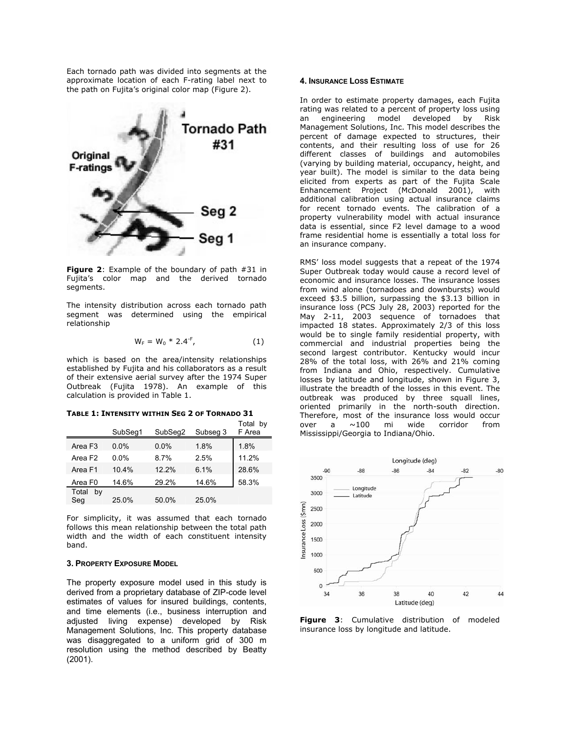Each tornado path was divided into segments at the approximate location of each F-rating label next to the path on Fujita's original color map (Figure 2).

**Figure 2**: Example of the boundary of path #31 in Fujita's color map and the derived tornado segments.

The intensity distribution across each tornado path segment was determined using the empirical relationship

$$W_F = W_0 * 2.4^{-F}, \quad (1)$$

which is based on the area/intensity relationships established by Fujita and his collaborators as a result of their extensive aerial survey after the 1974 Super Outbreak (Fujita 1978). An example of this calculation is provided in Table 1.

**TABLE 1: INTENSITY WITHIN SEG 2 OF TORNADO 31**

| | SubSeg1 | SubSeg2 | Subseg 3 | Total by F Area |
|---|---|---|---|---|
| Area F3 | 0.0% | 0.0% | 1.8% | 1.8% |
| Area F2 | 0.0% | 8.7% | 2.5% | 11.2% |
| Area F1 | 10.4% | 12.2% | 6.1% | 28.6% |
| Area F0 | 14.6% | 29.2% | 14.6% | 58.3% |
| Total by Seg | 25.0% | 50.0% | 25.0% | |

For simplicity, it was assumed that each tornado follows this mean relationship between the total path width and the width of each constituent intensity band.

### 3. PROPERTY EXPOSURE MODEL

The property exposure model used in this study is derived from a proprietary database of ZIP-code level estimates of values for insured buildings, contents, and time elements (i.e., business interruption and adjusted living expense) developed by Risk Management Solutions, Inc. This property database was disaggregated to a uniform grid of 300 m resolution using the method described by Beatty (2001).

### 4. INSURANCE LOSS ESTIMATE

In order to estimate property damages, each Fujita rating was related to a percent of property loss using an engineering model developed by Risk Management Solutions, Inc. This model describes the percent of damage expected to structures, their contents, and their resulting loss of use for 26 different classes of buildings and automobiles (varying by building material, occupancy, height, and year built). The model is similar to the data being elicited from experts as part of the Fujita Scale Enhancement Project (McDonald 2001), with additional calibration using actual insurance claims for recent tornado events. The calibration of a property vulnerability model with actual insurance data is essential, since F2 level damage to a wood frame residential home is essentially a total loss for an insurance company.

RMS' loss model suggests that a repeat of the 1974 Super Outbreak today would cause a record level of economic and insurance losses. The insurance losses from wind alone (tornadoes and downbursts) would exceed \$3.5 billion, surpassing the \$3.13 billion in insurance loss (PCS July 28, 2003) reported for the May 2-11, 2003 sequence of tornadoes that impacted 18 states. Approximately 2/3 of this loss would be to single family residential property, with commercial and industrial properties being the second largest contributor. Kentucky would incur 28% of the total loss, with 26% and 21% coming from Indiana and Ohio, respectively. Cumulative losses by latitude and longitude, shown in Figure 3, illustrate the breadth of the losses in this event. The outbreak was produced by three squall lines, oriented primarily in the north-south direction. Therefore, most of the insurance loss would occur over a ~100 mi wide corridor from Mississippi/Georgia to Indiana/Ohio.

**Figure 3**: Cumulative distribution of modeled insurance loss by longitude and latitude.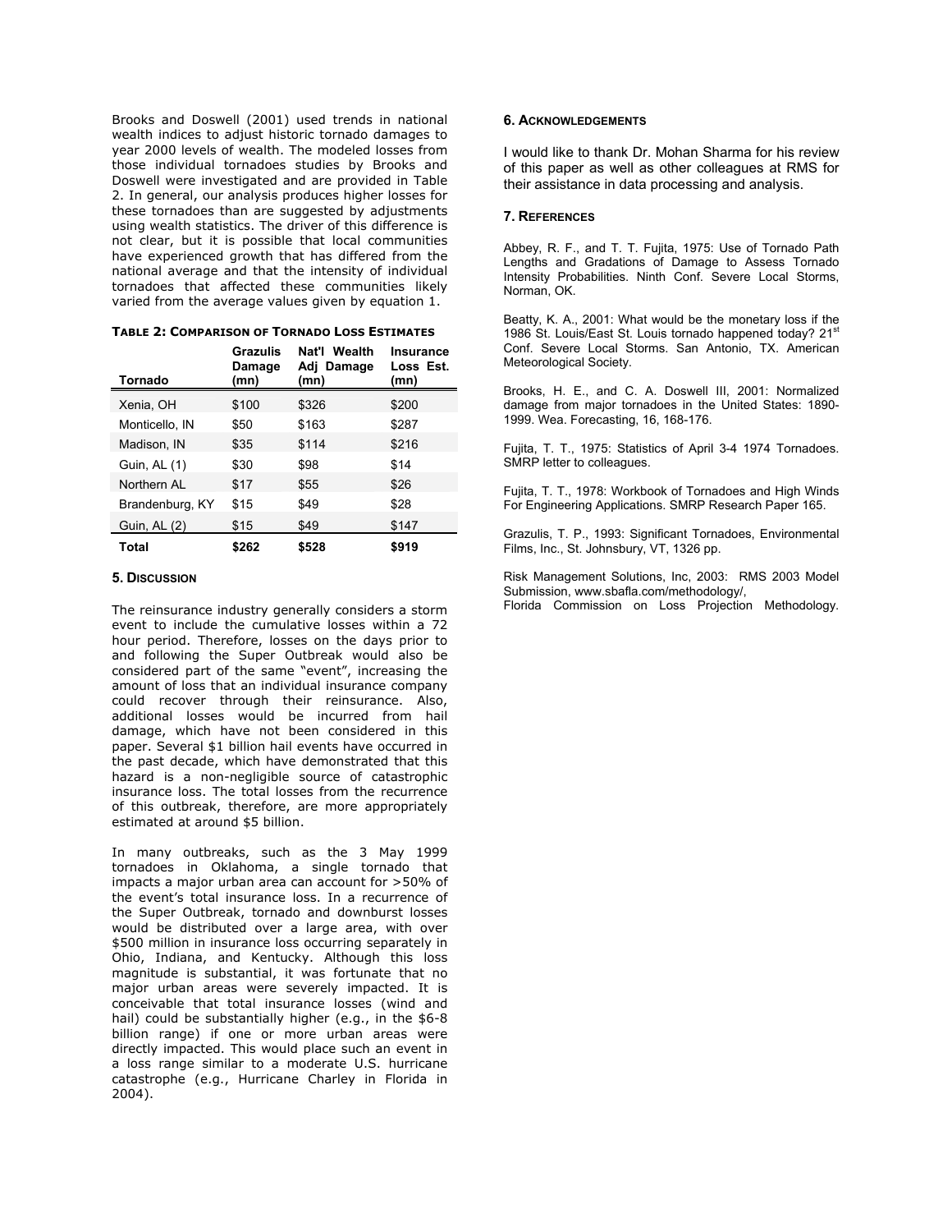Brooks and Doswell (2001) used trends in national wealth indices to adjust historic tornado damages to year 2000 levels of wealth. The modeled losses from those individual tornadoes studies by Brooks and Doswell were investigated and are provided in Table 2. In general, our analysis produces higher losses for these tornadoes than are suggested by adjustments using wealth statistics. The driver of this difference is not clear, but it is possible that local communities have experienced growth that has differed from the national average and that the intensity of individual tornadoes that affected these communities likely varied from the average values given by equation 1.

**TABLE 2: COMPARISON OF TORNADO LOSS ESTIMATES**

| Tornado | Grazulis Damage (mn) | Nat'l Wealth Adj Damage (mn) | Insurance Loss Est. (mn) |
|---|---|---|---|
| Xenia, OH | $100 | $326 | $200 |
| Monticello, IN | $50 | $163 | $287 |
| Madison, IN | $35 | $114 | $216 |
| Guin, AL (1) | $30 | $98 | $14 |
| Northern AL | $17 | $55 | $26 |
| Brandenburg, KY | $15 | $49 | $28 |
| Guin, AL (2) | $15 | $49 | $147 |
| **Total** | **$262** | **$528** | **$919** |

## 5. DISCUSSION

The reinsurance industry generally considers a storm event to include the cumulative losses within a 72 hour period. Therefore, losses on the days prior to and following the Super Outbreak would also be considered part of the same "event", increasing the amount of loss that an individual insurance company could recover through their reinsurance. Also, additional losses would be incurred from hail damage, which have not been considered in this paper. Several $1 billion hail events have occurred in the past decade, which have demonstrated that this hazard is a non-negligible source of catastrophic insurance loss. The total losses from the recurrence of this outbreak, therefore, are more appropriately estimated at around $5 billion.

In many outbreaks, such as the 3 May 1999 tornadoes in Oklahoma, a single tornado that impacts a major urban area can account for >50% of the event's total insurance loss. In a recurrence of the Super Outbreak, tornado and downburst losses would be distributed over a large area, with over $500 million in insurance loss occurring separately in Ohio, Indiana, and Kentucky. Although this loss magnitude is substantial, it was fortunate that no major urban areas were severely impacted. It is conceivable that total insurance losses (wind and hail) could be substantially higher (e.g., in the $6-8 billion range) if one or more urban areas were directly impacted. This would place such an event in a loss range similar to a moderate U.S. hurricane catastrophe (e.g., Hurricane Charley in Florida in 2004).

## 6. ACKNOWLEDGEMENTS

I would like to thank Dr. Mohan Sharma for his review of this paper as well as other colleagues at RMS for their assistance in data processing and analysis.

## 7. REFERENCES

Abbey, R. F., and T. T. Fujita, 1975: Use of Tornado Path Lengths and Gradations of Damage to Assess Tornado Intensity Probabilities. Ninth Conf. Severe Local Storms, Norman, OK.

Beatty, K. A., 2001: What would be the monetary loss if the 1986 St. Louis/East St. Louis tornado happened today? 21st Conf. Severe Local Storms. San Antonio, TX. American Meteorological Society.

Brooks, H. E., and C. A. Doswell III, 2001: Normalized damage from major tornadoes in the United States: 1890-1999. Wea. Forecasting, 16, 168-176.

Fujita, T. T., 1975: Statistics of April 3-4 1974 Tornadoes. SMRP letter to colleagues.

Fujita, T. T., 1978: Workbook of Tornadoes and High Winds For Engineering Applications. SMRP Research Paper 165.

Grazulis, T. P., 1993: Significant Tornadoes, Environmental Films, Inc., St. Johnsbury, VT, 1326 pp.

Risk Management Solutions, Inc, 2003: RMS 2003 Model Submission, www.sbafla.com/methodology/, Florida Commission on Loss Projection Methodology.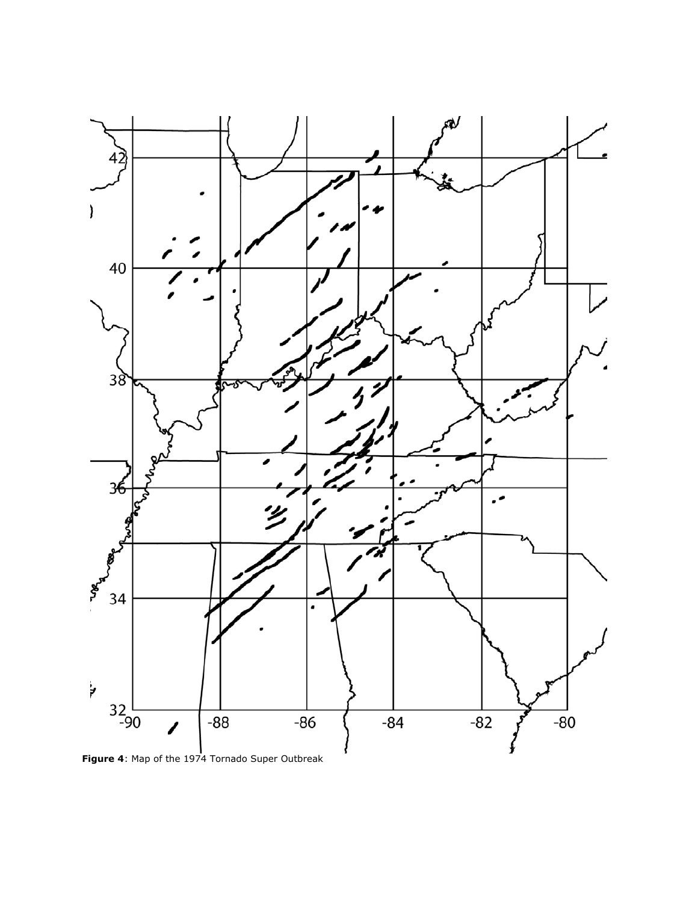42
40
38
36
34
32
-90
-88
-86
-84
-82
-80

**Figure 4**: Map of the 1974 Tornado Super Outbreak